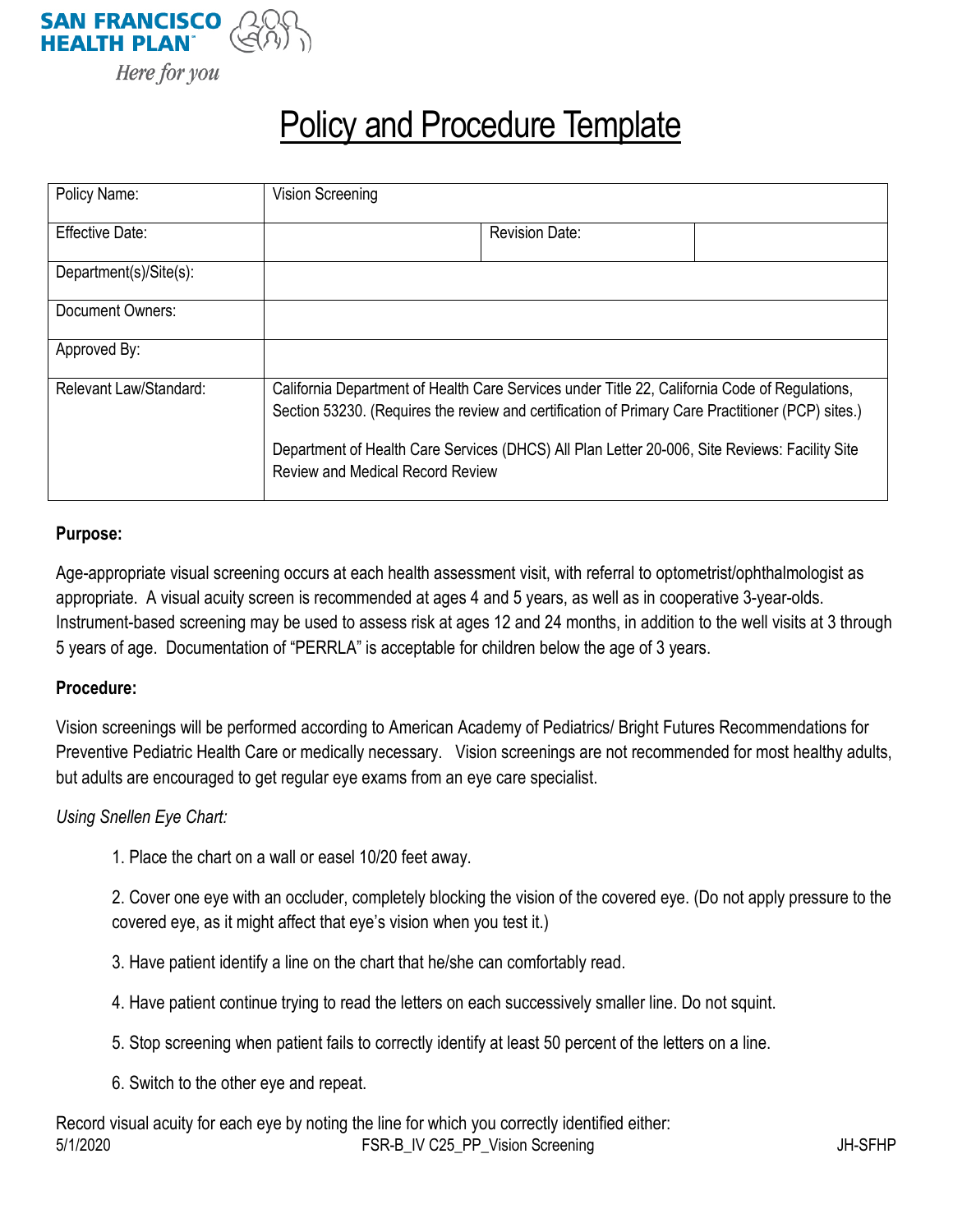SAN FRANCISCO HEALTH PLAN

*Here for you*

# Policy and Procedure Template

| Policy Name: | Vision Screening | | |
|---|---|---|---|
| Effective Date: | | Revision Date: | |
| Department(s)/Site(s): | | | |
| Document Owners: | | | |
| Approved By: | | | |
| Relevant Law/Standard: | California Department of Health Care Services under Title 22, California Code of Regulations, Section 53230. (Requires the review and certification of Primary Care Practitioner (PCP) sites.)<br><br>Department of Health Care Services (DHCS) All Plan Letter 20-006, Site Reviews: Facility Site Review and Medical Record Review | | |

**Purpose:**

Age-appropriate visual screening occurs at each health assessment visit, with referral to optometrist/ophthalmologist as appropriate. A visual acuity screen is recommended at ages 4 and 5 years, as well as in cooperative 3-year-olds. Instrument-based screening may be used to assess risk at ages 12 and 24 months, in addition to the well visits at 3 through 5 years of age. Documentation of "PERRLA" is acceptable for children below the age of 3 years.

**Procedure:**

Vision screenings will be performed according to American Academy of Pediatrics/ Bright Futures Recommendations for Preventive Pediatric Health Care or medically necessary. Vision screenings are not recommended for most healthy adults, but adults are encouraged to get regular eye exams from an eye care specialist.

*Using Snellen Eye Chart:*

1. Place the chart on a wall or easel 10/20 feet away.

2. Cover one eye with an occluder, completely blocking the vision of the covered eye. (Do not apply pressure to the covered eye, as it might affect that eye's vision when you test it.)

3. Have patient identify a line on the chart that he/she can comfortably read.

4. Have patient continue trying to read the letters on each successively smaller line. Do not squint.

5. Stop screening when patient fails to correctly identify at least 50 percent of the letters on a line.

6. Switch to the other eye and repeat.

Record visual acuity for each eye by noting the line for which you correctly identified either: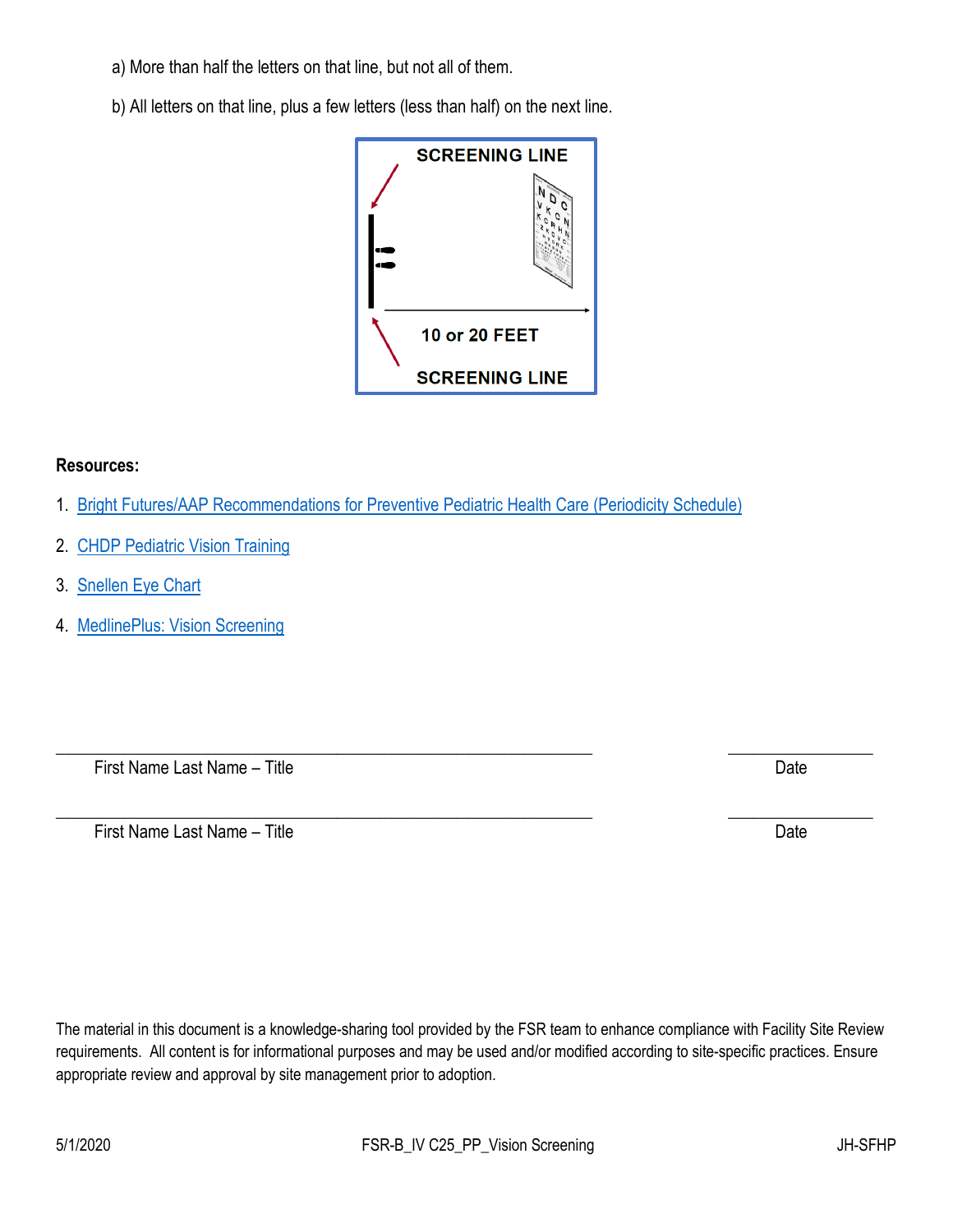a) More than half the letters on that line, but not all of them.

b) All letters on that line, plus a few letters (less than half) on the next line.

SCREENING LINE

10 or 20 FEET

SCREENING LINE

**Resources:**

1. Bright Futures/AAP Recommendations for Preventive Pediatric Health Care (Periodicity Schedule)
2. CHDP Pediatric Vision Training
3. Snellen Eye Chart
4. MedlinePlus: Vision Screening

_______________________________________________ _______________

First Name Last Name – Title Date

_______________________________________________ _______________

First Name Last Name – Title Date

The material in this document is a knowledge-sharing tool provided by the FSR team to enhance compliance with Facility Site Review requirements. All content is for informational purposes and may be used and/or modified according to site-specific practices. Ensure appropriate review and approval by site management prior to adoption.